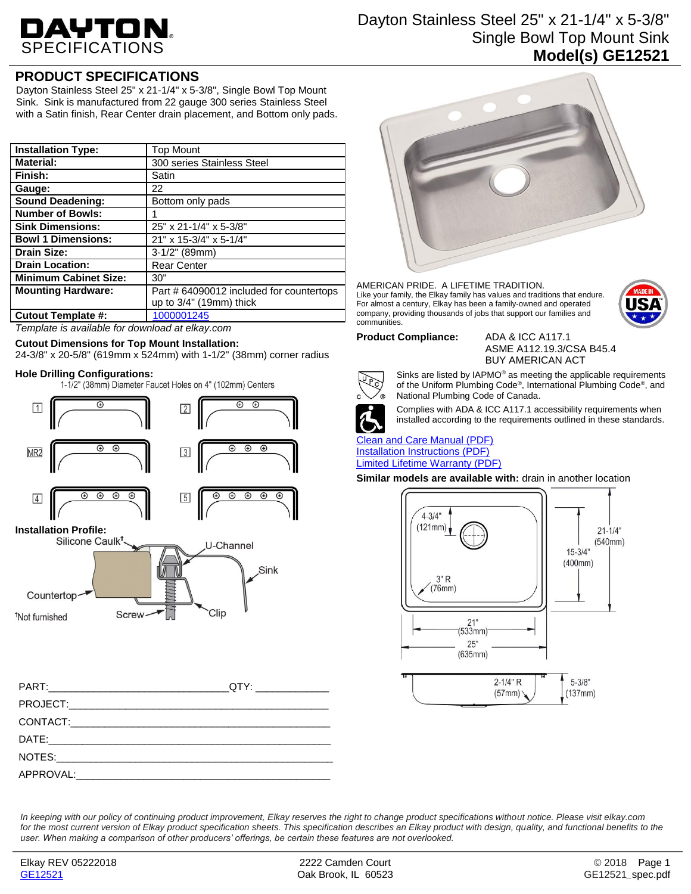# DAYTON SPECIFICATIONS

Dayton Stainless Steel 25" x 21-1/4" x 5-3/8" Single Bowl Top Mount Sink
**Model(s) GE12521**

## PRODUCT SPECIFICATIONS

Dayton Stainless Steel 25" x 21-1/4" x 5-3/8", Single Bowl Top Mount Sink. Sink is manufactured from 22 gauge 300 series Stainless Steel with a Satin finish, Rear Center drain placement, and Bottom only pads.

| **Installation Type:** | Top Mount |
|---|---|
| **Material:** | 300 series Stainless Steel |
| **Finish:** | Satin |
| **Gauge:** | 22 |
| **Sound Deadening:** | Bottom only pads |
| **Number of Bowls:** | 1 |
| **Sink Dimensions:** | 25" x 21-1/4" x 5-3/8" |
| **Bowl 1 Dimensions:** | 21" x 15-3/4" x 5-1/4" |
| **Drain Size:** | 3-1/2" (89mm) |
| **Drain Location:** | Rear Center |
| **Minimum Cabinet Size:** | 30" |
| **Mounting Hardware:** | Part # 64090012 included for countertops up to 3/4" (19mm) thick |
| **Cutout Template #:** | 1000001245 |

*Template is available for download at elkay.com*

**Cutout Dimensions for Top Mount Installation:**
24-3/8" x 20-5/8" (619mm x 524mm) with 1-1/2" (38mm) corner radius

**Hole Drilling Configurations:**
1-1/2" (38mm) Diameter Faucet Holes on 4" (102mm) Centers

1, 2, MR2, 3, 4, 5

**Installation Profile:**
Silicone Caulk†, U-Channel, Sink, Countertop, Screw, Clip

†Not furnished

PART:\_\_\_\_\_\_\_\_\_\_\_\_\_\_\_\_\_\_\_\_ QTY: \_\_\_\_\_\_\_\_\_\_

PROJECT:\_\_\_\_\_\_\_\_\_\_\_\_\_\_\_\_\_\_\_\_\_\_\_\_\_\_\_\_\_\_

CONTACT:\_\_\_\_\_\_\_\_\_\_\_\_\_\_\_\_\_\_\_\_\_\_\_\_\_\_\_\_\_\_

DATE:\_\_\_\_\_\_\_\_\_\_\_\_\_\_\_\_\_\_\_\_\_\_\_\_\_\_\_\_\_\_

NOTES:\_\_\_\_\_\_\_\_\_\_\_\_\_\_\_\_\_\_\_\_\_\_\_\_\_\_\_\_\_\_

APPROVAL:\_\_\_\_\_\_\_\_\_\_\_\_\_\_\_\_\_\_\_\_\_\_\_\_\_\_\_\_\_\_

AMERICAN PRIDE. A LIFETIME TRADITION.
Like your family, the Elkay family has values and traditions that endure. For almost a century, Elkay has been a family-owned and operated company, providing thousands of jobs that support our families and communities.

MADE IN USA

**Product Compliance:**
ADA & ICC A117.1
ASME A112.19.3/CSA B45.4
BUY AMERICAN ACT

Sinks are listed by IAPMO® as meeting the applicable requirements of the Uniform Plumbing Code®, International Plumbing Code®, and National Plumbing Code of Canada.

Complies with ADA & ICC A117.1 accessibility requirements when installed according to the requirements outlined in these standards.

Clean and Care Manual (PDF)
Installation Instructions (PDF)
Limited Lifetime Warranty (PDF)

**Similar models are available with:** drain in another location

4-3/4" (121mm), 3" R (76mm), 21" (533mm), 25" (635mm), 15-3/4" (400mm), 21-1/4" (540mm), 2-1/4" R (57mm), 5-3/8" (137mm)

*In keeping with our policy of continuing product improvement, Elkay reserves the right to change product specifications without notice. Please visit elkay.com for the most current version of Elkay product specification sheets. This specification describes an Elkay product with design, quality, and functional benefits to the user. When making a comparison of other producers' offerings, be certain these features are not overlooked.*

Elkay REV 05222018
GE12521

2222 Camden Court
Oak Brook, IL 60523

© 2018
GE12521_spec.pdf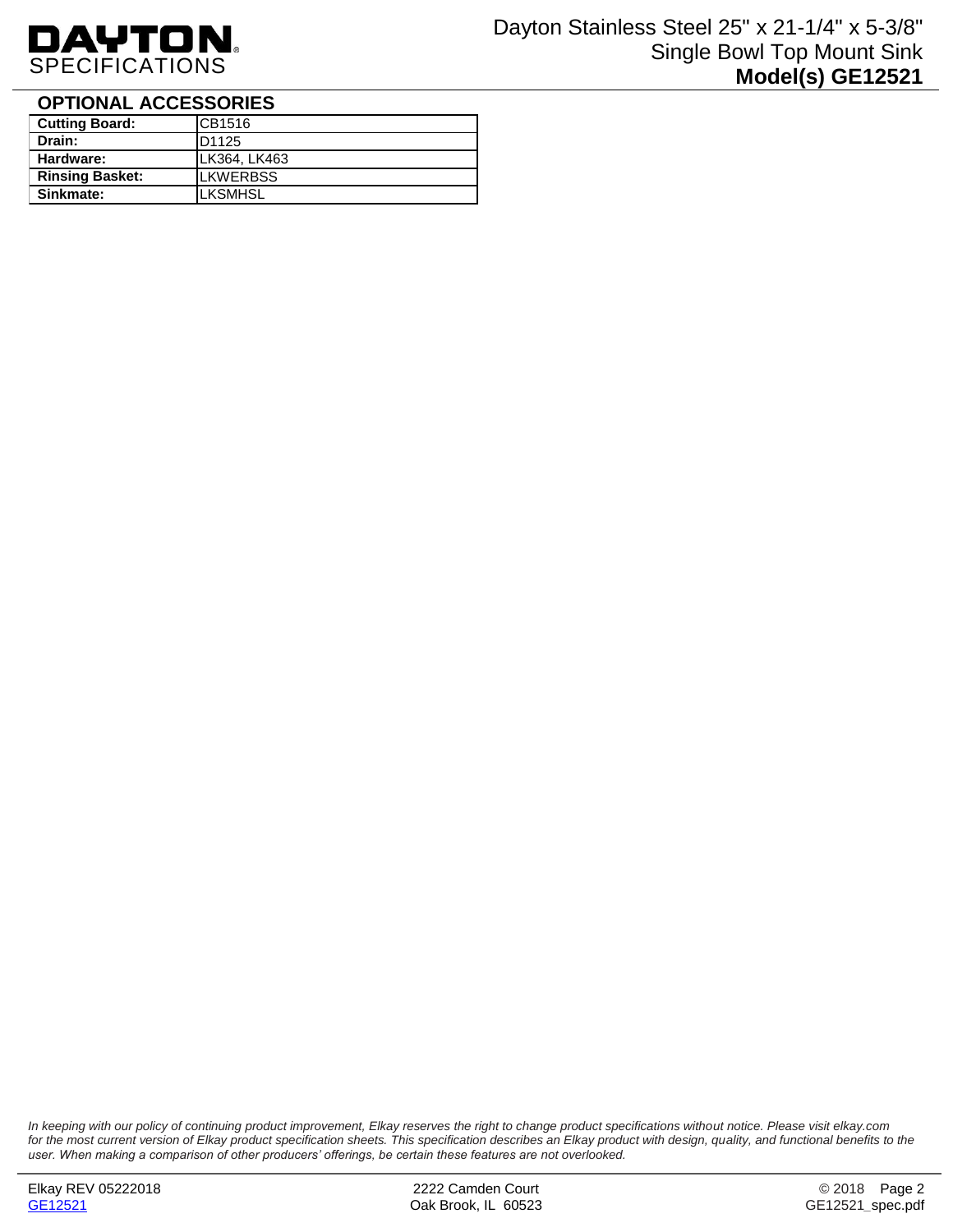## OPTIONAL ACCESSORIES

| | |
|---|---|
| **Cutting Board:** | CB1516 |
| **Drain:** | D1125 |
| **Hardware:** | LK364, LK463 |
| **Rinsing Basket:** | LKWERBSS |
| **Sinkmate:** | LKSMHSL |

*In keeping with our policy of continuing product improvement, Elkay reserves the right to change product specifications without notice. Please visit elkay.com for the most current version of Elkay product specification sheets. This specification describes an Elkay product with design, quality, and functional benefits to the user. When making a comparison of other producers' offerings, be certain these features are not overlooked.*